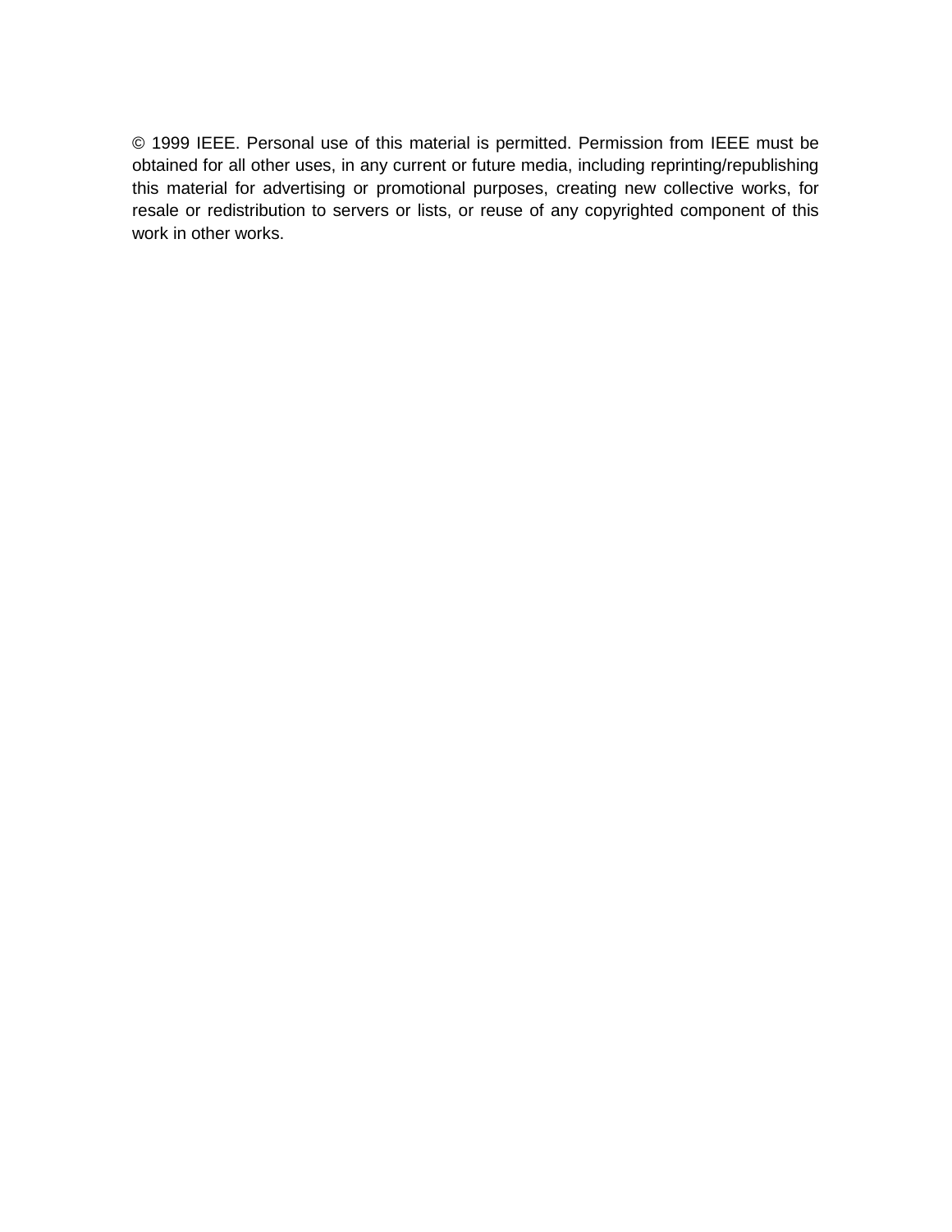© 1999 IEEE. Personal use of this material is permitted. Permission from IEEE must be obtained for all other uses, in any current or future media, including reprinting/republishing this material for advertising or promotional purposes, creating new collective works, for resale or redistribution to servers or lists, or reuse of any copyrighted component of this work in other works.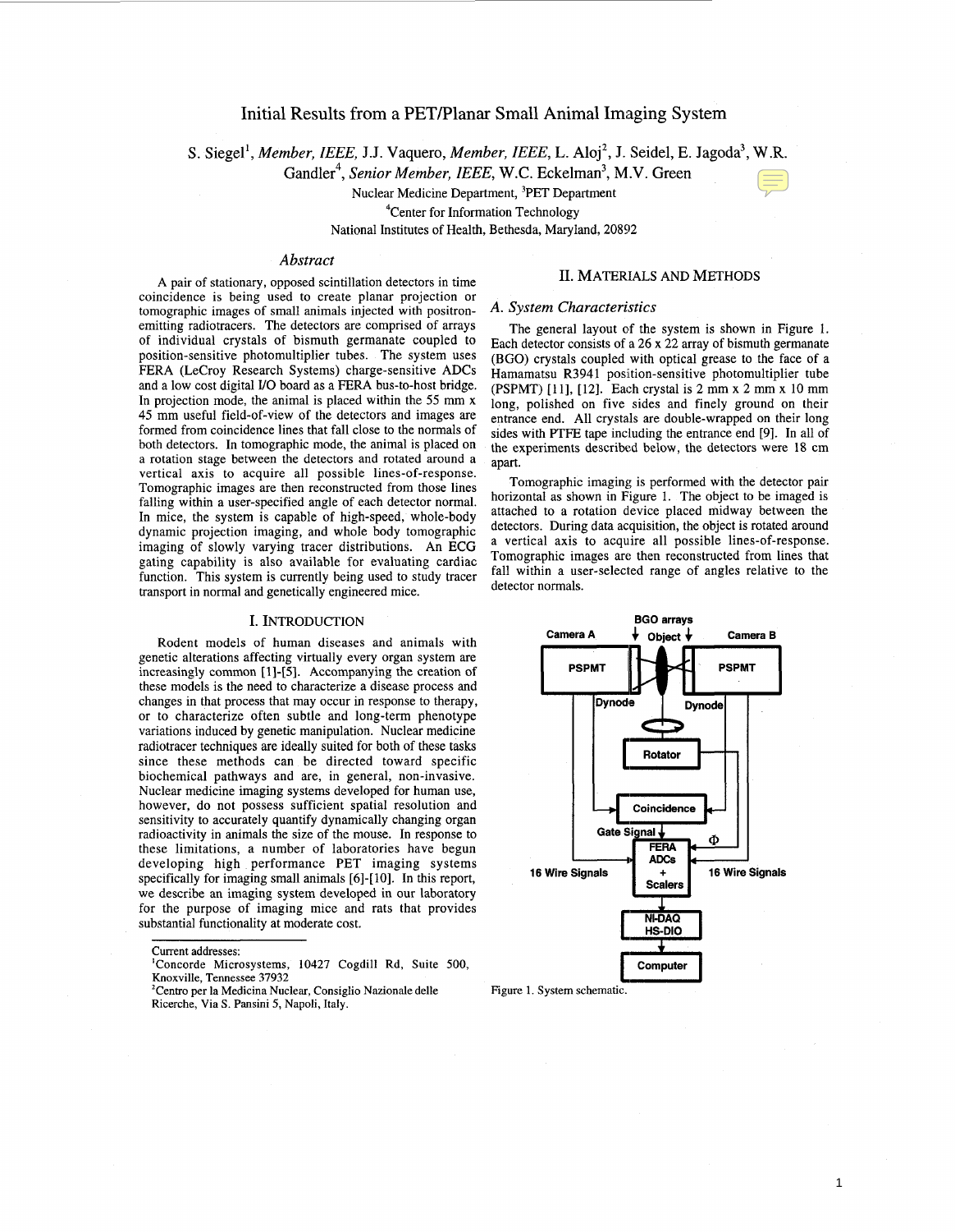# Initial Results from a PET/Planar Small Animal Imaging System

S. Siegel[1], *Member, IEEE,* J.J. Vaquero, *Member, IEEE,* L. Aloj[2], J. Seidel, E. Jagoda[3], W.R. Gandler[4], *Senior Member, IEEE,* W.C. Eckelman[3], M.V. Green

Nuclear Medicine Department, [3]PET Department

[4]Center for Information Technology

National Institutes of Health, Bethesda, Maryland, 20892

## *Abstract*

A pair of stationary, opposed scintillation detectors in time coincidence is being used to create planar projection or tomographic images of small animals injected with positron-emitting radiotracers. The detectors are comprised of arrays of individual crystals of bismuth germanate coupled to position-sensitive photomultiplier tubes. The system uses FERA (LeCroy Research Systems) charge-sensitive ADCs and a low cost digital I/O board as a FERA bus-to-host bridge. In projection mode, the animal is placed within the 55 mm x 45 mm useful field-of-view of the detectors and images are formed from coincidence lines that fall close to the normals of both detectors. In tomographic mode, the animal is placed on a rotation stage between the detectors and rotated around a vertical axis to acquire all possible lines-of-response. Tomographic images are then reconstructed from those lines falling within a user-specified angle of each detector normal. In mice, the system is capable of high-speed, whole-body dynamic projection imaging, and whole body tomographic imaging of slowly varying tracer distributions. An ECG gating capability is also available for evaluating cardiac function. This system is currently being used to study tracer transport in normal and genetically engineered mice.

## I. INTRODUCTION

Rodent models of human diseases and animals with genetic alterations affecting virtually every organ system are increasingly common [1]-[5]. Accompanying the creation of these models is the need to characterize a disease process and changes in that process that may occur in response to therapy, or to characterize often subtle and long-term phenotype variations induced by genetic manipulation. Nuclear medicine radiotracer techniques are ideally suited for both of these tasks since these methods can be directed toward specific biochemical pathways and are, in general, non-invasive. Nuclear medicine imaging systems developed for human use, however, do not possess sufficient spatial resolution and sensitivity to accurately quantify dynamically changing organ radioactivity in animals the size of the mouse. In response to these limitations, a number of laboratories have begun developing high performance PET imaging systems specifically for imaging small animals [6]-[10]. In this report, we describe an imaging system developed in our laboratory for the purpose of imaging mice and rats that provides substantial functionality at moderate cost.

Current addresses:

[1]Concorde Microsystems, 10427 Cogdill Rd, Suite 500, Knoxville, Tennessee 37932

[2]Centro per la Medicina Nuclear, Consiglio Nazionale delle Ricerche, Via S. Pansini 5, Napoli, Italy.

## II. MATERIALS AND METHODS

### *A. System Characteristics*

The general layout of the system is shown in Figure 1. Each detector consists of a 26 x 22 array of bismuth germanate (BGO) crystals coupled with optical grease to the face of a Hamamatsu R3941 position-sensitive photomultiplier tube (PSPMT) [11], [12]. Each crystal is 2 mm x 2 mm x 10 mm long, polished on five sides and finely ground on their entrance end. All crystals are double-wrapped on their long sides with PTFE tape including the entrance end [9]. In all of the experiments described below, the detectors were 18 cm apart.

Tomographic imaging is performed with the detector pair horizontal as shown in Figure 1. The object to be imaged is attached to a rotation device placed midway between the detectors. During data acquisition, the object is rotated around a vertical axis to acquire all possible lines-of-response. Tomographic images are then reconstructed from lines that fall within a user-selected range of angles relative to the detector normals.

BGO arrays
Camera A
Object
Camera B
PSPMT
PSPMT
Dynode
Dynode
Rotator
Coincidence
Gate Signal
Φ
FERA
ADCs
+
Scalers
16 Wire Signals
16 Wire Signals
NI-DAQ
HS-DIO
Computer

Figure 1. System schematic.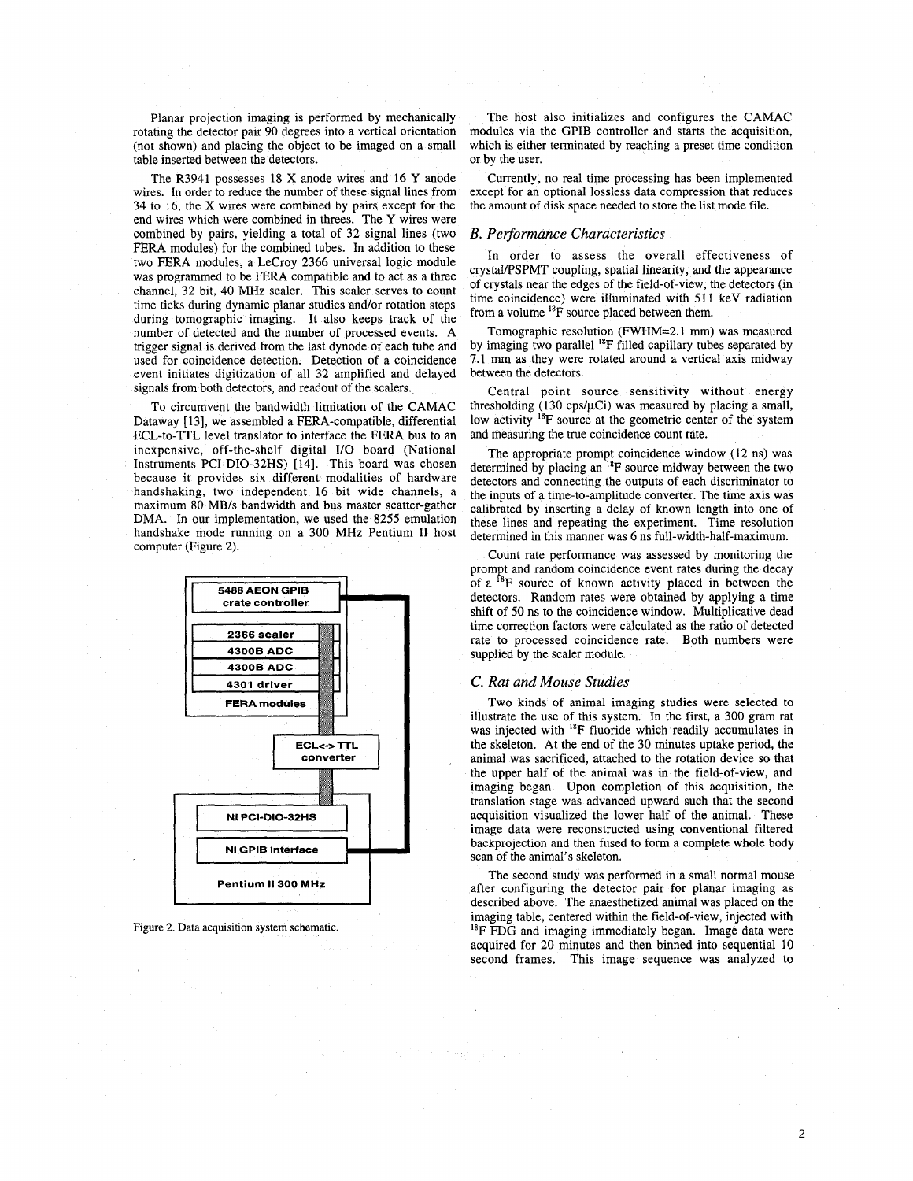Planar projection imaging is performed by mechanically rotating the detector pair 90 degrees into a vertical orientation (not shown) and placing the object to be imaged on a small table inserted between the detectors.

The R3941 possesses 18 X anode wires and 16 Y anode wires. In order to reduce the number of these signal lines from 34 to 16, the X wires were combined by pairs except for the end wires which were combined in threes. The Y wires were combined by pairs, yielding a total of 32 signal lines (two FERA modules) for the combined tubes. In addition to these two FERA modules, a LeCroy 2366 universal logic module was programmed to be FERA compatible and to act as a three channel, 32 bit, 40 MHz scaler. This scaler serves to count time ticks during dynamic planar studies and/or rotation steps during tomographic imaging. It also keeps track of the number of detected and the number of processed events. A trigger signal is derived from the last dynode of each tube and used for coincidence detection. Detection of a coincidence event initiates digitization of all 32 amplified and delayed signals from both detectors, and readout of the scalers.

To circumvent the bandwidth limitation of the CAMAC Dataway [13], we assembled a FERA-compatible, differential ECL-to-TTL level translator to interface the FERA bus to an inexpensive, off-the-shelf digital I/O board (National Instruments PCI-DIO-32HS) [14]. This board was chosen because it provides six different modalities of hardware handshaking, two independent 16 bit wide channels, a maximum 80 MB/s bandwidth and bus master scatter-gather DMA. In our implementation, we used the 8255 emulation handshake mode running on a 300 MHz Pentium II host computer (Figure 2).

Figure 2. Data acquisition system schematic.

The host also initializes and configures the CAMAC modules via the GPIB controller and starts the acquisition, which is either terminated by reaching a preset time condition or by the user.

Currently, no real time processing has been implemented except for an optional lossless data compression that reduces the amount of disk space needed to store the list mode file.

## *B. Performance Characteristics*

In order to assess the overall effectiveness of crystal/PSPMT coupling, spatial linearity, and the appearance of crystals near the edges of the field-of-view, the detectors (in time coincidence) were illuminated with 511 keV radiation from a volume $^{18}F$ source placed between them.

Tomographic resolution (FWHM=2.1 mm) was measured by imaging two parallel $^{18}F$ filled capillary tubes separated by 7.1 mm as they were rotated around a vertical axis midway between the detectors.

Central point source sensitivity without energy thresholding (130 cps/μCi) was measured by placing a small, low activity $^{18}F$ source at the geometric center of the system and measuring the true coincidence count rate.

The appropriate prompt coincidence window (12 ns) was determined by placing an $^{18}F$ source midway between the two detectors and connecting the outputs of each discriminator to the inputs of a time-to-amplitude converter. The time axis was calibrated by inserting a delay of known length into one of these lines and repeating the experiment. Time resolution determined in this manner was 6 ns full-width-half-maximum.

Count rate performance was assessed by monitoring the prompt and random coincidence event rates during the decay of a $^{18}F$ source of known activity placed in between the detectors. Random rates were obtained by applying a time shift of 50 ns to the coincidence window. Multiplicative dead time correction factors were calculated as the ratio of detected rate to processed coincidence rate. Both numbers were supplied by the scaler module.

## *C. Rat and Mouse Studies*

Two kinds of animal imaging studies were selected to illustrate the use of this system. In the first, a 300 gram rat was injected with $^{18}F$ fluoride which readily accumulates in the skeleton. At the end of the 30 minutes uptake period, the animal was sacrificed, attached to the rotation device so that the upper half of the animal was in the field-of-view, and imaging began. Upon completion of this acquisition, the translation stage was advanced upward such that the second acquisition visualized the lower half of the animal. These image data were reconstructed using conventional filtered backprojection and then fused to form a complete whole body scan of the animal's skeleton.

The second study was performed in a small normal mouse after configuring the detector pair for planar imaging as described above. The anaesthetized animal was placed on the imaging table, centered within the field-of-view, injected with $^{18}F$ FDG and imaging immediately began. Image data were acquired for 20 minutes and then binned into sequential 10 second frames. This image sequence was analyzed to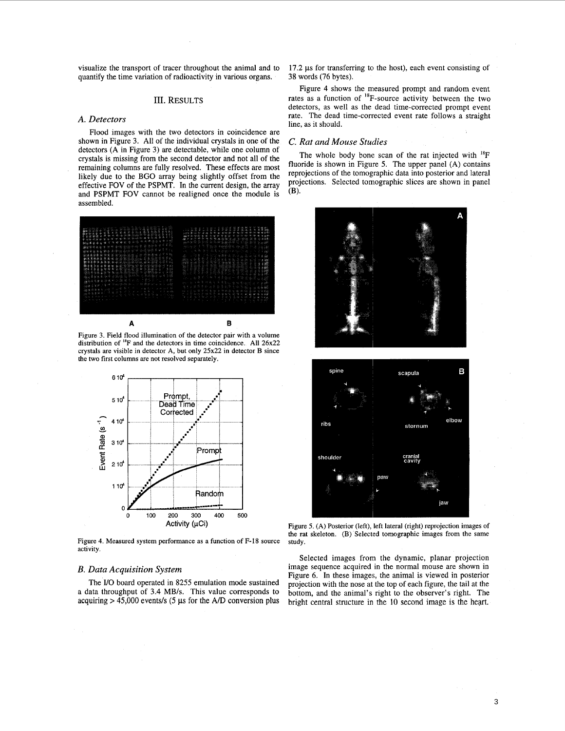visualize the transport of tracer throughout the animal and to quantify the time variation of radioactivity in various organs.

## III. RESULTS

### A. Detectors

Flood images with the two detectors in coincidence are shown in Figure 3. All of the individual crystals in one of the detectors (A in Figure 3) are detectable, while one column of crystals is missing from the second detector and not all of the remaining columns are fully resolved. These effects are most likely due to the BGO array being slightly offset from the effective FOV of the PSPMT. In the current design, the array and PSPMT FOV cannot be realigned once the module is assembled.

Figure 3. Field flood illumination of the detector pair with a volume distribution of $^{18}F$ and the detectors in time coincidence. All 26x22 crystals are visible in detector A, but only 25x22 in detector B since the two first columns are not resolved separately.

Figure 4. Measured system performance as a function of F-18 source activity.

### B. Data Acquisition System

The I/O board operated in 8255 emulation mode sustained a data throughput of 3.4 MB/s. This value corresponds to acquiring > 45,000 events/s (5 μs for the A/D conversion plus 17.2 μs for transferring to the host), each event consisting of 38 words (76 bytes).

Figure 4 shows the measured prompt and random event rates as a function of $^{18}F$-source activity between the two detectors, as well as the dead time-corrected prompt event rate. The dead time-corrected event rate follows a straight line, as it should.

### C. Rat and Mouse Studies

The whole body bone scan of the rat injected with $^{18}F$ fluoride is shown in Figure 5. The upper panel (A) contains reprojections of the tomographic data into posterior and lateral projections. Selected tomographic slices are shown in panel (B).

Figure 5. (A) Posterior (left), left lateral (right) reprojection images of the rat skeleton. (B) Selected tomographic images from the same study.

Selected images from the dynamic, planar projection image sequence acquired in the normal mouse are shown in Figure 6. In these images, the animal is viewed in posterior projection with the nose at the top of each figure, the tail at the bottom, and the animal's right to the observer's right. The bright central structure in the 10 second image is the heart.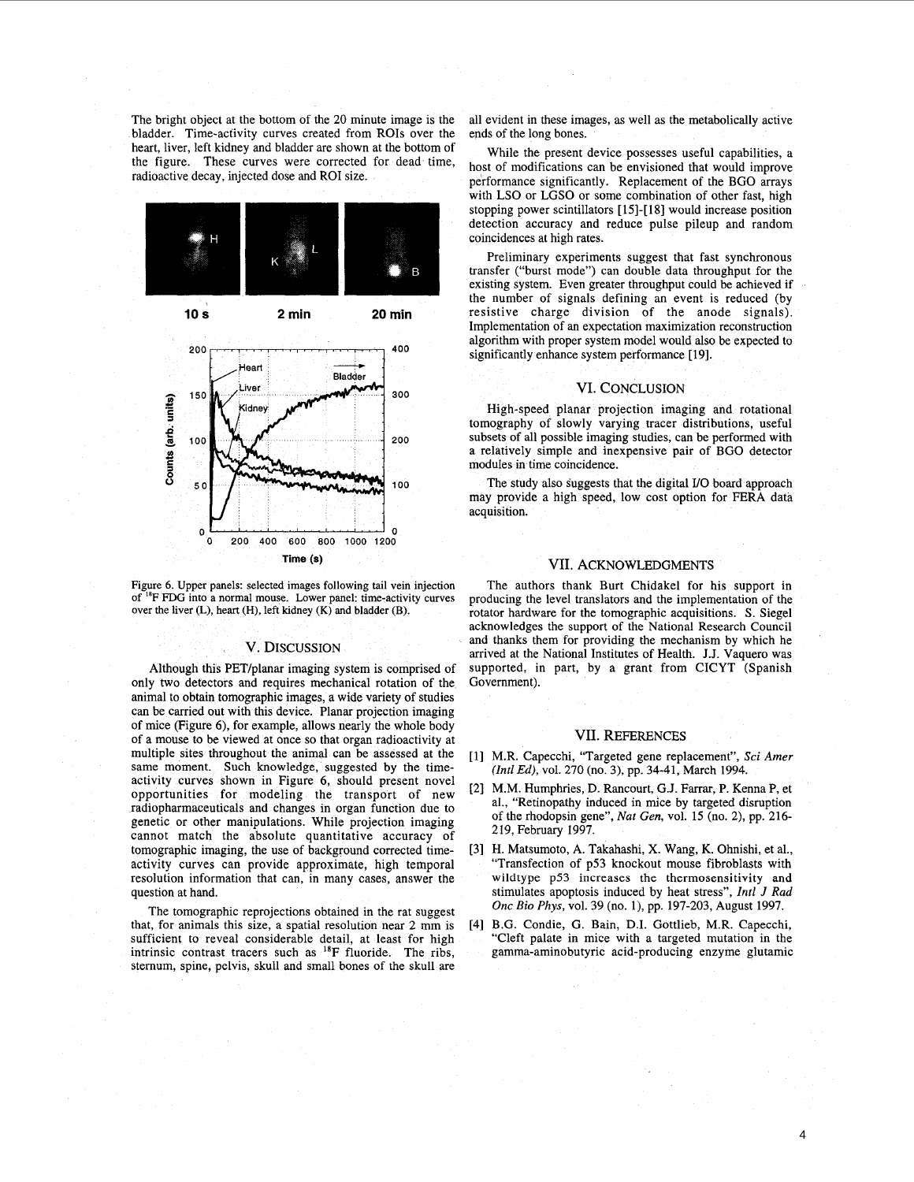The bright object at the bottom of the 20 minute image is the bladder. Time-activity curves created from ROIs over the heart, liver, left kidney and bladder are shown at the bottom of the figure. These curves were corrected for dead time, radioactive decay, injected dose and ROI size.

Figure 6. Upper panels: selected images following tail vein injection of $^{18}$F FDG into a normal mouse. Lower panel: time-activity curves over the liver (L), heart (H), left kidney (K) and bladder (B).

## V. DISCUSSION

Although this PET/planar imaging system is comprised of only two detectors and requires mechanical rotation of the animal to obtain tomographic images, a wide variety of studies can be carried out with this device. Planar projection imaging of mice (Figure 6), for example, allows nearly the whole body of a mouse to be viewed at once so that organ radioactivity at multiple sites throughout the animal can be assessed at the same moment. Such knowledge, suggested by the time-activity curves shown in Figure 6, should present novel opportunities for modeling the transport of new radiopharmaceuticals and changes in organ function due to genetic or other manipulations. While projection imaging cannot match the absolute quantitative accuracy of tomographic imaging, the use of background corrected time-activity curves can provide approximate, high temporal resolution information that can, in many cases, answer the question at hand.

The tomographic reprojections obtained in the rat suggest that, for animals this size, a spatial resolution near 2 mm is sufficient to reveal considerable detail, at least for high intrinsic contrast tracers such as $^{18}$F fluoride. The ribs, sternum, spine, pelvis, skull and small bones of the skull are all evident in these images, as well as the metabolically active ends of the long bones.

While the present device possesses useful capabilities, a host of modifications can be envisioned that would improve performance significantly. Replacement of the BGO arrays with LSO or LGSO or some combination of other fast, high stopping power scintillators [15]-[18] would increase position detection accuracy and reduce pulse pileup and random coincidences at high rates.

Preliminary experiments suggest that fast synchronous transfer ("burst mode") can double data throughput for the existing system. Even greater throughput could be achieved if the number of signals defining an event is reduced (by resistive charge division of the anode signals). Implementation of an expectation maximization reconstruction algorithm with proper system model would also be expected to significantly enhance system performance [19].

## VI. CONCLUSION

High-speed planar projection imaging and rotational tomography of slowly varying tracer distributions, useful subsets of all possible imaging studies, can be performed with a relatively simple and inexpensive pair of BGO detector modules in time coincidence.

The study also suggests that the digital I/O board approach may provide a high speed, low cost option for FERA data acquisition.

## VII. ACKNOWLEDGMENTS

The authors thank Burt Chidakel for his support in producing the level translators and the implementation of the rotator hardware for the tomographic acquisitions. S. Siegel acknowledges the support of the National Research Council and thanks them for providing the mechanism by which he arrived at the National Institutes of Health. J.J. Vaquero was supported, in part, by a grant from CICYT (Spanish Government).

## VII. REFERENCES

[1] M.R. Capecchi, "Targeted gene replacement", *Sci Amer (Intl Ed)*, vol. 270 (no. 3), pp. 34-41, March 1994.

[2] M.M. Humphries, D. Rancourt, G.J. Farrar, P. Kenna P, et al., "Retinopathy induced in mice by targeted disruption of the rhodopsin gene", *Nat Gen*, vol. 15 (no. 2), pp. 216-219, February 1997.

[3] H. Matsumoto, A. Takahashi, X. Wang, K. Ohnishi, et al., "Transfection of p53 knockout mouse fibroblasts with wildtype p53 increases the thermosensitivity and stimulates apoptosis induced by heat stress", *Intl J Rad Onc Bio Phys*, vol. 39 (no. 1), pp. 197-203, August 1997.

[4] B.G. Condie, G. Bain, D.I. Gottlieb, M.R. Capecchi, "Cleft palate in mice with a targeted mutation in the gamma-aminobutyric acid-producing enzyme glutamic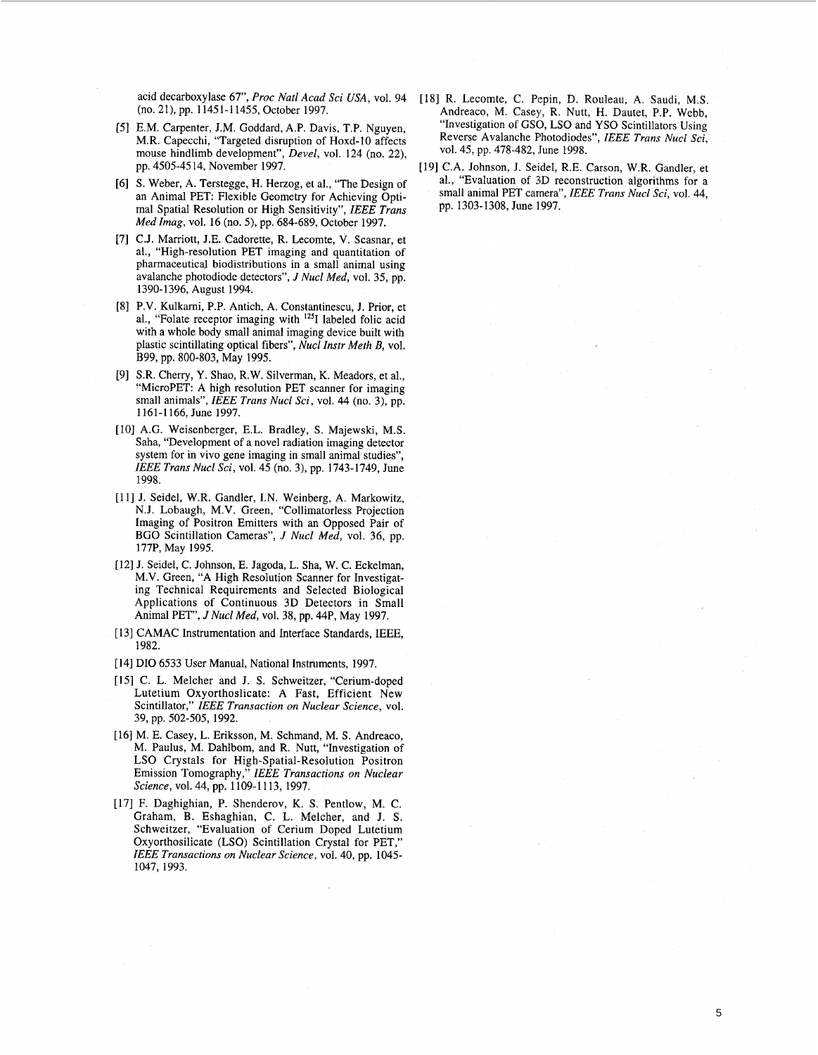acid decarboxylase 67", *Proc Natl Acad Sci USA*, vol. 94 (no. 21), pp. 11451-11455, October 1997.

[5] E.M. Carpenter, J.M. Goddard, A.P. Davis, T.P. Nguyen, M.R. Capecchi, "Targeted disruption of Hoxd-10 affects mouse hindlimb development", *Devel*, vol. 124 (no. 22), pp. 4505-4514, November 1997.

[6] S. Weber, A. Terstegge, H. Herzog, et al., "The Design of an Animal PET: Flexible Geometry for Achieving Optimal Spatial Resolution or High Sensitivity", *IEEE Trans Med Imag*, vol. 16 (no. 5), pp. 684-689, October 1997.

[7] C.J. Marriott, J.E. Cadorette, R. Lecomte, V. Scasnar, et al., "High-resolution PET imaging and quantitation of pharmaceutical biodistributions in a small animal using avalanche photodiode detectors", *J Nucl Med*, vol. 35, pp. 1390-1396, August 1994.

[8] P.V. Kulkarni, P.P. Antich, A. Constantinescu, J. Prior, et al., "Folate receptor imaging with $^{125}$I labeled folic acid with a whole body small animal imaging device built with plastic scintillating optical fibers", *Nucl Instr Meth B*, vol. B99, pp. 800-803, May 1995.

[9] S.R. Cherry, Y. Shao, R.W. Silverman, K. Meadors, et al., "MicroPET: A high resolution PET scanner for imaging small animals", *IEEE Trans Nucl Sci*, vol. 44 (no. 3), pp. 1161-1166, June 1997.

[10] A.G. Weisenberger, E.L. Bradley, S. Majewski, M.S. Saha, "Development of a novel radiation imaging detector system for in vivo gene imaging in small animal studies", *IEEE Trans Nucl Sci*, vol. 45 (no. 3), pp. 1743-1749, June 1998.

[11] J. Seidel, W.R. Gandler, I.N. Weinberg, A. Markowitz, N.J. Lobaugh, M.V. Green, "Collimatorless Projection Imaging of Positron Emitters with an Opposed Pair of BGO Scintillation Cameras", *J Nucl Med*, vol. 36, pp. 177P, May 1995.

[12] J. Seidel, C. Johnson, E. Jagoda, L. Sha, W. C. Eckelman, M.V. Green, "A High Resolution Scanner for Investigating Technical Requirements and Selected Biological Applications of Continuous 3D Detectors in Small Animal PET", *J Nucl Med*, vol. 38, pp. 44P, May 1997.

[13] CAMAC Instrumentation and Interface Standards, IEEE, 1982.

[14] DIO 6533 User Manual, National Instruments, 1997.

[15] C. L. Melcher and J. S. Schweitzer, "Cerium-doped Lutetium Oxyorthoslicate: A Fast, Efficient New Scintillator," *IEEE Transaction on Nuclear Science*, vol. 39, pp. 502-505, 1992.

[16] M. E. Casey, L. Eriksson, M. Schmand, M. S. Andreaco, M. Paulus, M. Dahlbom, and R. Nutt, "Investigation of LSO Crystals for High-Spatial-Resolution Positron Emission Tomography," *IEEE Transactions on Nuclear Science*, vol. 44, pp. 1109-1113, 1997.

[17] F. Daghighian, P. Shenderov, K. S. Pentlow, M. C. Graham, B. Eshaghian, C. L. Melcher, and J. S. Schweitzer, "Evaluation of Cerium Doped Lutetium Oxyorthosilicate (LSO) Scintillation Crystal for PET," *IEEE Transactions on Nuclear Science*, vol. 40, pp. 1045-1047, 1993.

[18] R. Lecomte, C. Pepin, D. Rouleau, A. Saudi, M.S. Andreaco, M. Casey, R. Nutt, H. Dautet, P.P. Webb, "Investigation of GSO, LSO and YSO Scintillators Using Reverse Avalanche Photodiodes", *IEEE Trans Nucl Sci*, vol. 45, pp. 478-482, June 1998.

[19] C.A. Johnson, J. Seidel, R.E. Carson, W.R. Gandler, et al., "Evaluation of 3D reconstruction algorithms for a small animal PET camera", *IEEE Trans Nucl Sci*, vol. 44, pp. 1303-1308, June 1997.